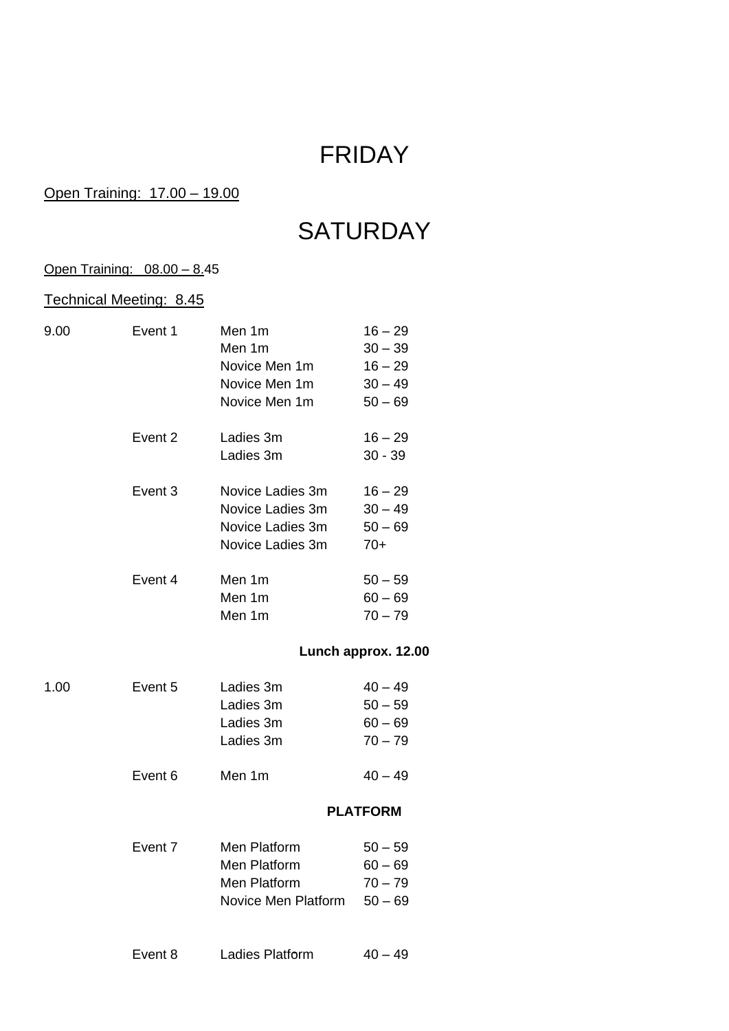# FRIDAY

Open Training: 17.00 – 19.00

# SATURDAY

Open Training: 08.00 – 8.45

Technical Meeting: 8.45

| | | | |
|---|---|---|---|
| 9.00 | Event 1 | Men 1m | 16 – 29 |
| | | Men 1m | 30 – 39 |
| | | Novice Men 1m | 16 – 29 |
| | | Novice Men 1m | 30 – 49 |
| | | Novice Men 1m | 50 – 69 |
| | Event 2 | Ladies 3m | 16 – 29 |
| | | Ladies 3m | 30 - 39 |
| | Event 3 | Novice Ladies 3m | 16 – 29 |
| | | Novice Ladies 3m | 30 – 49 |
| | | Novice Ladies 3m | 50 – 69 |
| | | Novice Ladies 3m | 70+ |
| | Event 4 | Men 1m | 50 – 59 |
| | | Men 1m | 60 – 69 |
| | | Men 1m | 70 – 79 |

**Lunch approx. 12.00**

| | | | |
|---|---|---|---|
| 1.00 | Event 5 | Ladies 3m | 40 – 49 |
| | | Ladies 3m | 50 – 59 |
| | | Ladies 3m | 60 – 69 |
| | | Ladies 3m | 70 – 79 |
| | Event 6 | Men 1m | 40 – 49 |

**PLATFORM**

| | | | |
|---|---|---|---|
| | Event 7 | Men Platform | 50 – 59 |
| | | Men Platform | 60 – 69 |
| | | Men Platform | 70 – 79 |
| | | Novice Men Platform | 50 – 69 |
| | Event 8 | Ladies Platform | 40 – 49 |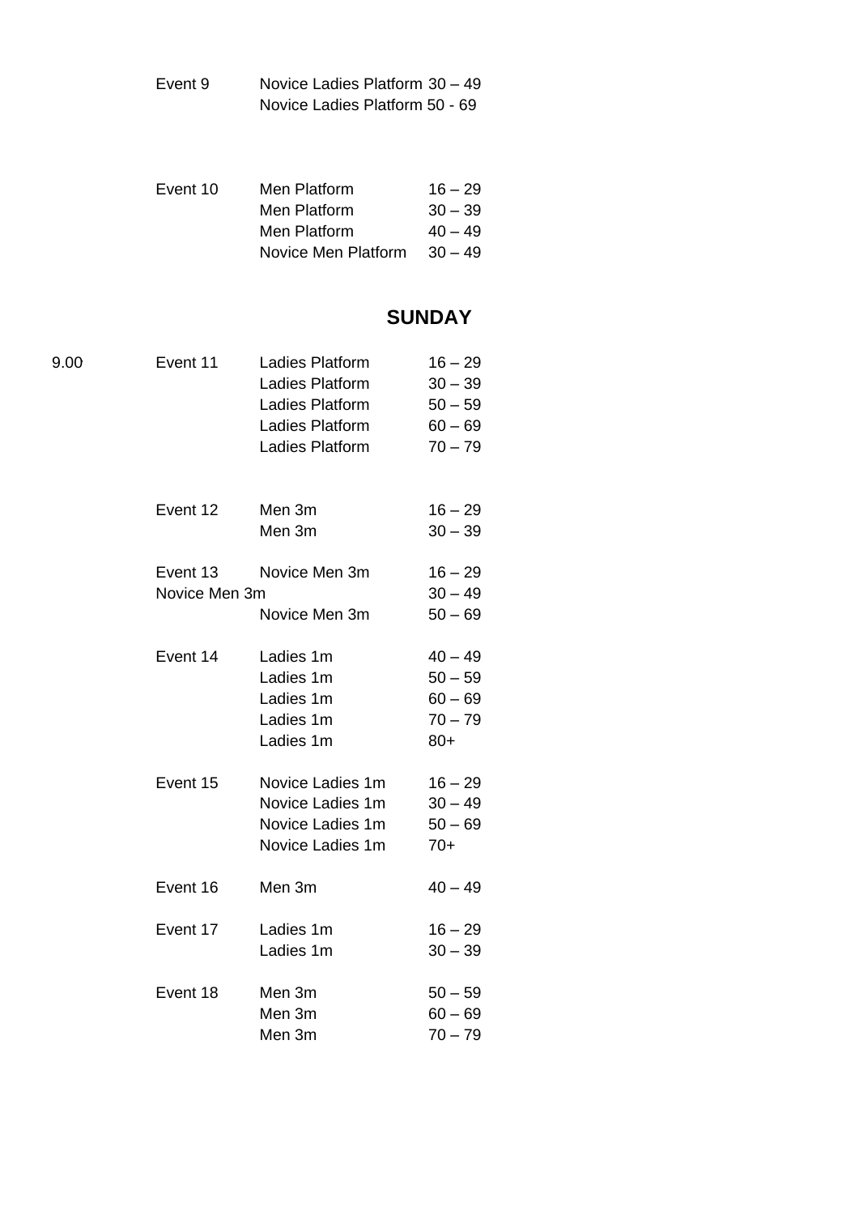| | | | |
|---|---|---|---|
| | Event 9 | Novice Ladies Platform 30 – 49 | |
| | | Novice Ladies Platform 50 - 69 | |
| | Event 10 | Men Platform | 16 – 29 |
| | | Men Platform | 30 – 39 |
| | | Men Platform | 40 – 49 |
| | | Novice Men Platform | 30 – 49 |

## SUNDAY

| | | | |
|---|---|---|---|
| 9.00 | Event 11 | Ladies Platform | 16 – 29 |
| | | Ladies Platform | 30 – 39 |
| | | Ladies Platform | 50 – 59 |
| | | Ladies Platform | 60 – 69 |
| | | Ladies Platform | 70 – 79 |
| | Event 12 | Men 3m | 16 – 29 |
| | | Men 3m | 30 – 39 |
| | Event 13 | Novice Men 3m | 16 – 29 |
| | Novice Men 3m | | 30 – 49 |
| | | Novice Men 3m | 50 – 69 |
| | Event 14 | Ladies 1m | 40 – 49 |
| | | Ladies 1m | 50 – 59 |
| | | Ladies 1m | 60 – 69 |
| | | Ladies 1m | 70 – 79 |
| | | Ladies 1m | 80+ |
| | Event 15 | Novice Ladies 1m | 16 – 29 |
| | | Novice Ladies 1m | 30 – 49 |
| | | Novice Ladies 1m | 50 – 69 |
| | | Novice Ladies 1m | 70+ |
| | Event 16 | Men 3m | 40 – 49 |
| | Event 17 | Ladies 1m | 16 – 29 |
| | | Ladies 1m | 30 – 39 |
| | Event 18 | Men 3m | 50 – 59 |
| | | Men 3m | 60 – 69 |
| | | Men 3m | 70 – 79 |